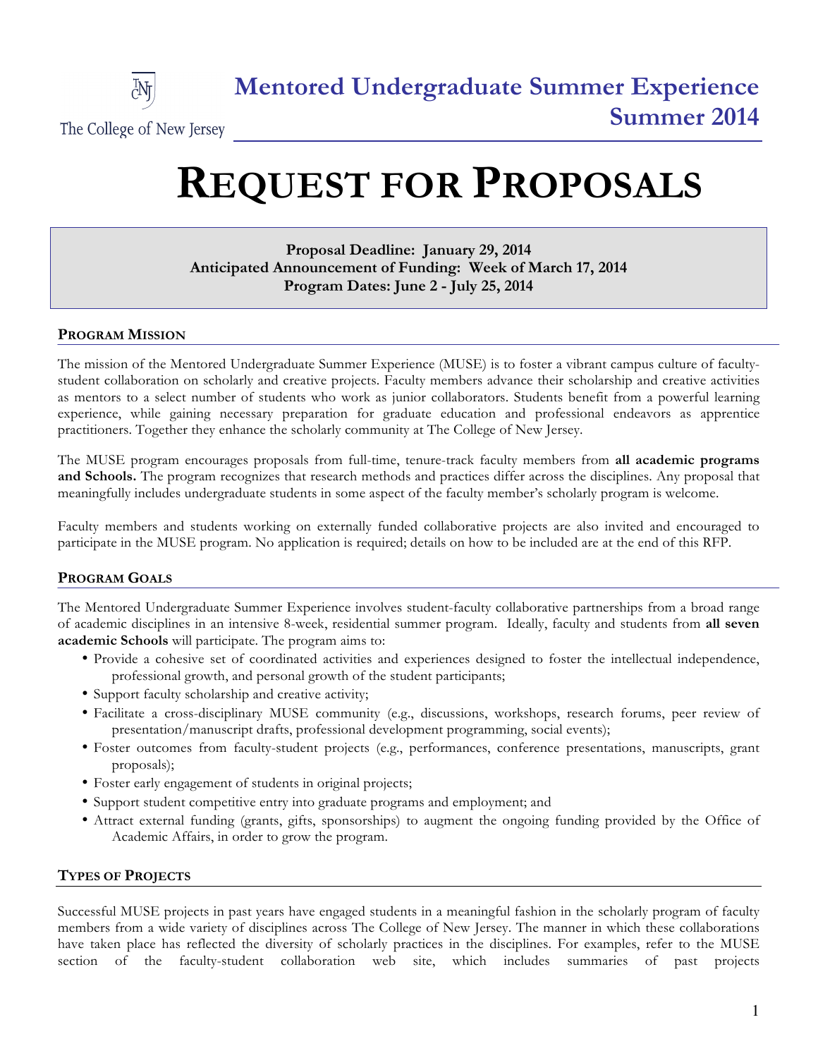The College of New Jersey

# Mentored Undergraduate Summer Experience Summer 2014

# REQUEST FOR PROPOSALS

**Proposal Deadline: January 29, 2014**
**Anticipated Announcement of Funding: Week of March 17, 2014**
**Program Dates: June 2 - July 25, 2014**

## PROGRAM MISSION

The mission of the Mentored Undergraduate Summer Experience (MUSE) is to foster a vibrant campus culture of faculty-student collaboration on scholarly and creative projects. Faculty members advance their scholarship and creative activities as mentors to a select number of students who work as junior collaborators. Students benefit from a powerful learning experience, while gaining necessary preparation for graduate education and professional endeavors as apprentice practitioners. Together they enhance the scholarly community at The College of New Jersey.

The MUSE program encourages proposals from full-time, tenure-track faculty members from **all academic programs and Schools.** The program recognizes that research methods and practices differ across the disciplines. Any proposal that meaningfully includes undergraduate students in some aspect of the faculty member's scholarly program is welcome.

Faculty members and students working on externally funded collaborative projects are also invited and encouraged to participate in the MUSE program. No application is required; details on how to be included are at the end of this RFP.

## PROGRAM GOALS

The Mentored Undergraduate Summer Experience involves student-faculty collaborative partnerships from a broad range of academic disciplines in an intensive 8-week, residential summer program. Ideally, faculty and students from **all seven academic Schools** will participate. The program aims to:

- Provide a cohesive set of coordinated activities and experiences designed to foster the intellectual independence, professional growth, and personal growth of the student participants;
- Support faculty scholarship and creative activity;
- Facilitate a cross-disciplinary MUSE community (e.g., discussions, workshops, research forums, peer review of presentation/manuscript drafts, professional development programming, social events);
- Foster outcomes from faculty-student projects (e.g., performances, conference presentations, manuscripts, grant proposals);
- Foster early engagement of students in original projects;
- Support student competitive entry into graduate programs and employment; and
- Attract external funding (grants, gifts, sponsorships) to augment the ongoing funding provided by the Office of Academic Affairs, in order to grow the program.

## TYPES OF PROJECTS

Successful MUSE projects in past years have engaged students in a meaningful fashion in the scholarly program of faculty members from a wide variety of disciplines across The College of New Jersey. The manner in which these collaborations have taken place has reflected the diversity of scholarly practices in the disciplines. For examples, refer to the MUSE section of the faculty-student collaboration web site, which includes summaries of past projects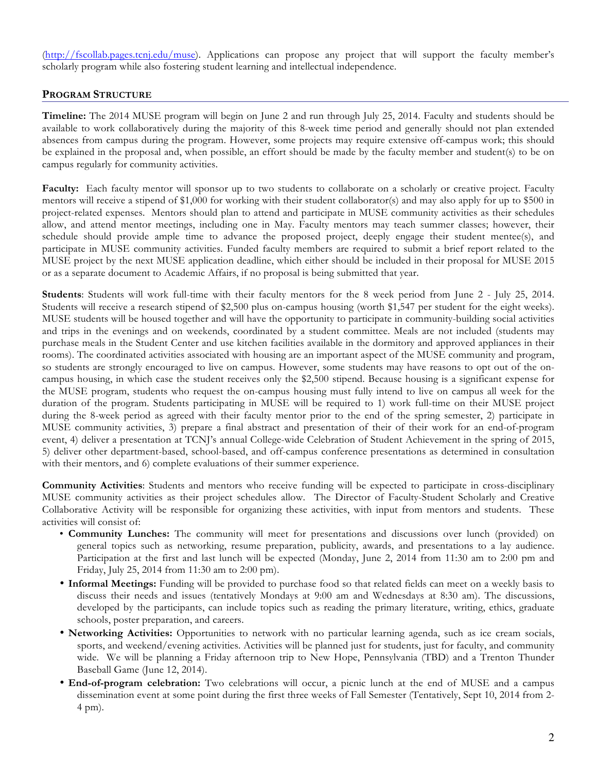(http://fscollab.pages.tcnj.edu/muse). Applications can propose any project that will support the faculty member's scholarly program while also fostering student learning and intellectual independence.

## PROGRAM STRUCTURE

**Timeline:** The 2014 MUSE program will begin on June 2 and run through July 25, 2014. Faculty and students should be available to work collaboratively during the majority of this 8-week time period and generally should not plan extended absences from campus during the program. However, some projects may require extensive off-campus work; this should be explained in the proposal and, when possible, an effort should be made by the faculty member and student(s) to be on campus regularly for community activities.

**Faculty:** Each faculty mentor will sponsor up to two students to collaborate on a scholarly or creative project. Faculty mentors will receive a stipend of $1,000 for working with their student collaborator(s) and may also apply for up to $500 in project-related expenses. Mentors should plan to attend and participate in MUSE community activities as their schedules allow, and attend mentor meetings, including one in May. Faculty mentors may teach summer classes; however, their schedule should provide ample time to advance the proposed project, deeply engage their student mentee(s), and participate in MUSE community activities. Funded faculty members are required to submit a brief report related to the MUSE project by the next MUSE application deadline, which either should be included in their proposal for MUSE 2015 or as a separate document to Academic Affairs, if no proposal is being submitted that year.

**Students**: Students will work full-time with their faculty mentors for the 8 week period from June 2 - July 25, 2014. Students will receive a research stipend of $2,500 plus on-campus housing (worth $1,547 per student for the eight weeks). MUSE students will be housed together and will have the opportunity to participate in community-building social activities and trips in the evenings and on weekends, coordinated by a student committee. Meals are not included (students may purchase meals in the Student Center and use kitchen facilities available in the dormitory and approved appliances in their rooms). The coordinated activities associated with housing are an important aspect of the MUSE community and program, so students are strongly encouraged to live on campus. However, some students may have reasons to opt out of the on-campus housing, in which case the student receives only the $2,500 stipend. Because housing is a significant expense for the MUSE program, students who request the on-campus housing must fully intend to live on campus all week for the duration of the program. Students participating in MUSE will be required to 1) work full-time on their MUSE project during the 8-week period as agreed with their faculty mentor prior to the end of the spring semester, 2) participate in MUSE community activities, 3) prepare a final abstract and presentation of their of their work for an end-of-program event, 4) deliver a presentation at TCNJ's annual College-wide Celebration of Student Achievement in the spring of 2015, 5) deliver other department-based, school-based, and off-campus conference presentations as determined in consultation with their mentors, and 6) complete evaluations of their summer experience.

**Community Activities**: Students and mentors who receive funding will be expected to participate in cross-disciplinary MUSE community activities as their project schedules allow. The Director of Faculty-Student Scholarly and Creative Collaborative Activity will be responsible for organizing these activities, with input from mentors and students. These activities will consist of:

- **Community Lunches:** The community will meet for presentations and discussions over lunch (provided) on general topics such as networking, resume preparation, publicity, awards, and presentations to a lay audience. Participation at the first and last lunch will be expected (Monday, June 2, 2014 from 11:30 am to 2:00 pm and Friday, July 25, 2014 from 11:30 am to 2:00 pm).
- **Informal Meetings:** Funding will be provided to purchase food so that related fields can meet on a weekly basis to discuss their needs and issues (tentatively Mondays at 9:00 am and Wednesdays at 8:30 am). The discussions, developed by the participants, can include topics such as reading the primary literature, writing, ethics, graduate schools, poster preparation, and careers.
- **Networking Activities:** Opportunities to network with no particular learning agenda, such as ice cream socials, sports, and weekend/evening activities. Activities will be planned just for students, just for faculty, and community wide. We will be planning a Friday afternoon trip to New Hope, Pennsylvania (TBD) and a Trenton Thunder Baseball Game (June 12, 2014).
- **End-of-program celebration:** Two celebrations will occur, a picnic lunch at the end of MUSE and a campus dissemination event at some point during the first three weeks of Fall Semester (Tentatively, Sept 10, 2014 from 2-4 pm).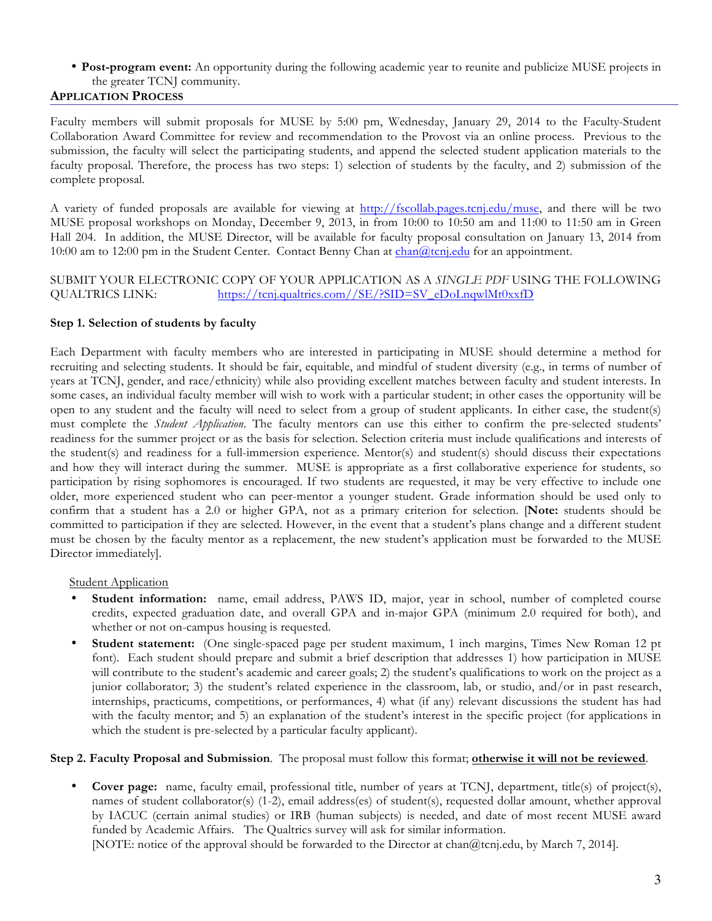- **Post-program event:** An opportunity during the following academic year to reunite and publicize MUSE projects in the greater TCNJ community.

## APPLICATION PROCESS

Faculty members will submit proposals for MUSE by 5:00 pm, Wednesday, January 29, 2014 to the Faculty-Student Collaboration Award Committee for review and recommendation to the Provost via an online process. Previous to the submission, the faculty will select the participating students, and append the selected student application materials to the faculty proposal. Therefore, the process has two steps: 1) selection of students by the faculty, and 2) submission of the complete proposal.

A variety of funded proposals are available for viewing at http://fscollab.pages.tcnj.edu/muse, and there will be two MUSE proposal workshops on Monday, December 9, 2013, in from 10:00 to 10:50 am and 11:00 to 11:50 am in Green Hall 204. In addition, the MUSE Director, will be available for faculty proposal consultation on January 13, 2014 from 10:00 am to 12:00 pm in the Student Center. Contact Benny Chan at chan@tcnj.edu for an appointment.

SUBMIT YOUR ELECTRONIC COPY OF YOUR APPLICATION AS A *SINGLE PDF* USING THE FOLLOWING QUALTRICS LINK: https://tcnj.qualtrics.com//SE/?SID=SV_eDoLnqwlMt0xxfD

**Step 1. Selection of students by faculty**

Each Department with faculty members who are interested in participating in MUSE should determine a method for recruiting and selecting students. It should be fair, equitable, and mindful of student diversity (e.g., in terms of number of years at TCNJ, gender, and race/ethnicity) while also providing excellent matches between faculty and student interests. In some cases, an individual faculty member will wish to work with a particular student; in other cases the opportunity will be open to any student and the faculty will need to select from a group of student applicants. In either case, the student(s) must complete the *Student Application*. The faculty mentors can use this either to confirm the pre-selected students' readiness for the summer project or as the basis for selection. Selection criteria must include qualifications and interests of the student(s) and readiness for a full-immersion experience. Mentor(s) and student(s) should discuss their expectations and how they will interact during the summer. MUSE is appropriate as a first collaborative experience for students, so participation by rising sophomores is encouraged. If two students are requested, it may be very effective to include one older, more experienced student who can peer-mentor a younger student. Grade information should be used only to confirm that a student has a 2.0 or higher GPA, not as a primary criterion for selection. [**Note:** students should be committed to participation if they are selected. However, in the event that a student's plans change and a different student must be chosen by the faculty mentor as a replacement, the new student's application must be forwarded to the MUSE Director immediately].

<u>Student Application</u>

- **Student information:** name, email address, PAWS ID, major, year in school, number of completed course credits, expected graduation date, and overall GPA and in-major GPA (minimum 2.0 required for both), and whether or not on-campus housing is requested.
- **Student statement:** (One single-spaced page per student maximum, 1 inch margins, Times New Roman 12 pt font). Each student should prepare and submit a brief description that addresses 1) how participation in MUSE will contribute to the student's academic and career goals; 2) the student's qualifications to work on the project as a junior collaborator; 3) the student's related experience in the classroom, lab, or studio, and/or in past research, internships, practicums, competitions, or performances, 4) what (if any) relevant discussions the student has had with the faculty mentor; and 5) an explanation of the student's interest in the specific project (for applications in which the student is pre-selected by a particular faculty applicant).

**Step 2. Faculty Proposal and Submission**. The proposal must follow this format; **<u>otherwise it will not be reviewed</u>**.

- **Cover page:** name, faculty email, professional title, number of years at TCNJ, department, title(s) of project(s), names of student collaborator(s) (1-2), email address(es) of student(s), requested dollar amount, whether approval by IACUC (certain animal studies) or IRB (human subjects) is needed, and date of most recent MUSE award funded by Academic Affairs. The Qualtrics survey will ask for similar information.
  [NOTE: notice of the approval should be forwarded to the Director at chan@tcnj.edu, by March 7, 2014].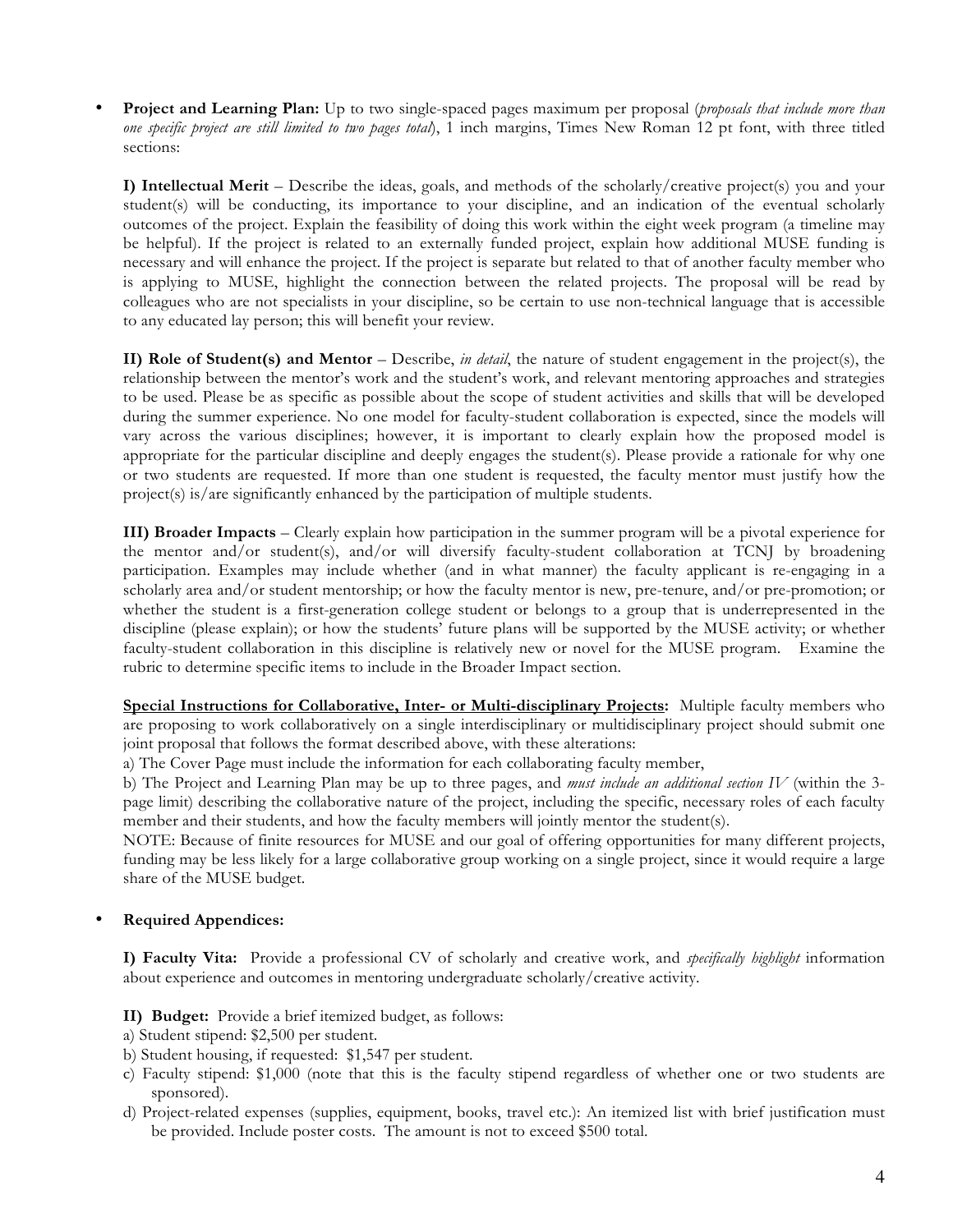- **Project and Learning Plan:** Up to two single-spaced pages maximum per proposal (*proposals that include more than one specific project are still limited to two pages total*), 1 inch margins, Times New Roman 12 pt font, with three titled sections:

  **I) Intellectual Merit** – Describe the ideas, goals, and methods of the scholarly/creative project(s) you and your student(s) will be conducting, its importance to your discipline, and an indication of the eventual scholarly outcomes of the project. Explain the feasibility of doing this work within the eight week program (a timeline may be helpful). If the project is related to an externally funded project, explain how additional MUSE funding is necessary and will enhance the project. If the project is separate but related to that of another faculty member who is applying to MUSE, highlight the connection between the related projects. The proposal will be read by colleagues who are not specialists in your discipline, so be certain to use non-technical language that is accessible to any educated lay person; this will benefit your review.

  **II) Role of Student(s) and Mentor** – Describe, *in detail*, the nature of student engagement in the project(s), the relationship between the mentor's work and the student's work, and relevant mentoring approaches and strategies to be used. Please be as specific as possible about the scope of student activities and skills that will be developed during the summer experience. No one model for faculty-student collaboration is expected, since the models will vary across the various disciplines; however, it is important to clearly explain how the proposed model is appropriate for the particular discipline and deeply engages the student(s). Please provide a rationale for why one or two students are requested. If more than one student is requested, the faculty mentor must justify how the project(s) is/are significantly enhanced by the participation of multiple students.

  **III) Broader Impacts** – Clearly explain how participation in the summer program will be a pivotal experience for the mentor and/or student(s), and/or will diversify faculty-student collaboration at TCNJ by broadening participation. Examples may include whether (and in what manner) the faculty applicant is re-engaging in a scholarly area and/or student mentorship; or how the faculty mentor is new, pre-tenure, and/or pre-promotion; or whether the student is a first-generation college student or belongs to a group that is underrepresented in the discipline (please explain); or how the students' future plans will be supported by the MUSE activity; or whether faculty-student collaboration in this discipline is relatively new or novel for the MUSE program. Examine the rubric to determine specific items to include in the Broader Impact section.

  **<u>Special Instructions for Collaborative, Inter- or Multi-disciplinary Projects</u>:** Multiple faculty members who are proposing to work collaboratively on a single interdisciplinary or multidisciplinary project should submit one joint proposal that follows the format described above, with these alterations:
  a) The Cover Page must include the information for each collaborating faculty member,
  b) The Project and Learning Plan may be up to three pages, and *must include an additional section IV* (within the 3-page limit) describing the collaborative nature of the project, including the specific, necessary roles of each faculty member and their students, and how the faculty members will jointly mentor the student(s).
  NOTE: Because of finite resources for MUSE and our goal of offering opportunities for many different projects, funding may be less likely for a large collaborative group working on a single project, since it would require a large share of the MUSE budget.

- **Required Appendices:**

  **I) Faculty Vita:** Provide a professional CV of scholarly and creative work, and *specifically highlight* information about experience and outcomes in mentoring undergraduate scholarly/creative activity.

  **II) Budget:** Provide a brief itemized budget, as follows:
  a) Student stipend: $2,500 per student.
  b) Student housing, if requested: $1,547 per student.
  c) Faculty stipend: $1,000 (note that this is the faculty stipend regardless of whether one or two students are sponsored).
  d) Project-related expenses (supplies, equipment, books, travel etc.): An itemized list with brief justification must be provided. Include poster costs. The amount is not to exceed $500 total.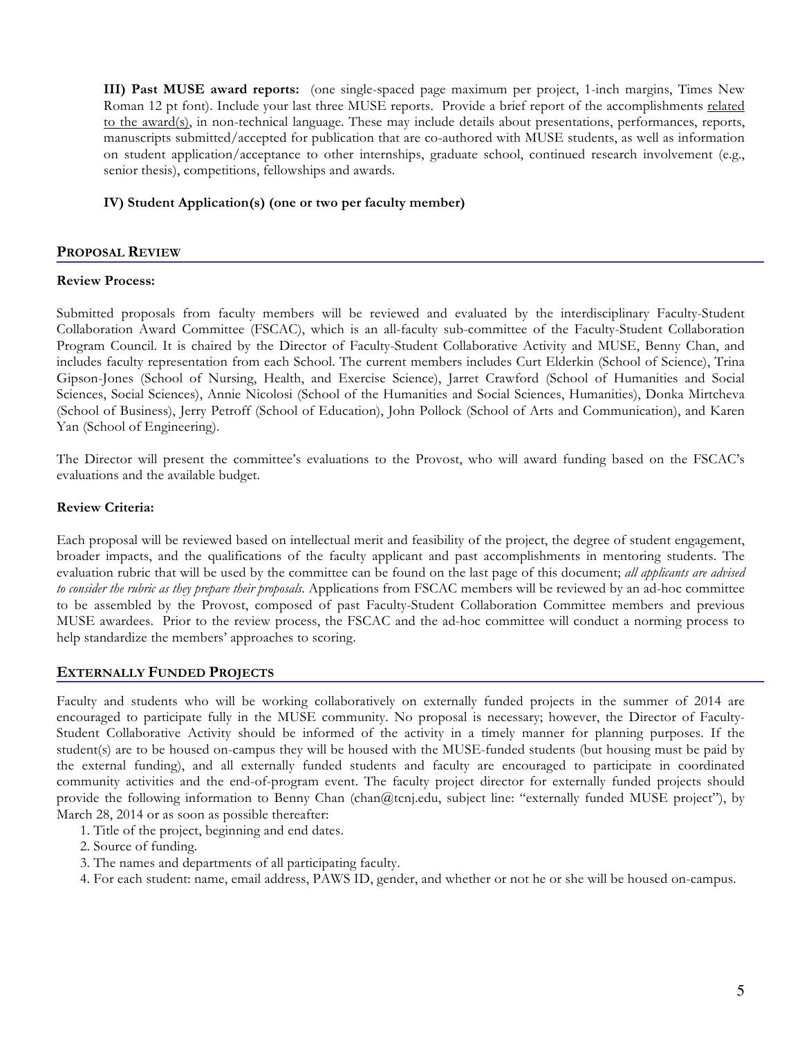**III) Past MUSE award reports:** (one single-spaced page maximum per project, 1-inch margins, Times New Roman 12 pt font). Include your last three MUSE reports. Provide a brief report of the accomplishments <u>related to the award(s)</u>, in non-technical language. These may include details about presentations, performances, reports, manuscripts submitted/accepted for publication that are co-authored with MUSE students, as well as information on student application/acceptance to other internships, graduate school, continued research involvement (e.g., senior thesis), competitions, fellowships and awards.

**IV) Student Application(s) (one or two per faculty member)**

## PROPOSAL REVIEW

**Review Process:**

Submitted proposals from faculty members will be reviewed and evaluated by the interdisciplinary Faculty-Student Collaboration Award Committee (FSCAC), which is an all-faculty sub-committee of the Faculty-Student Collaboration Program Council. It is chaired by the Director of Faculty-Student Collaborative Activity and MUSE, Benny Chan, and includes faculty representation from each School. The current members includes Curt Elderkin (School of Science), Trina Gipson-Jones (School of Nursing, Health, and Exercise Science), Jarret Crawford (School of Humanities and Social Sciences, Social Sciences), Annie Nicolosi (School of the Humanities and Social Sciences, Humanities), Donka Mirtcheva (School of Business), Jerry Petroff (School of Education), John Pollock (School of Arts and Communication), and Karen Yan (School of Engineering).

The Director will present the committee's evaluations to the Provost, who will award funding based on the FSCAC's evaluations and the available budget.

**Review Criteria:**

Each proposal will be reviewed based on intellectual merit and feasibility of the project, the degree of student engagement, broader impacts, and the qualifications of the faculty applicant and past accomplishments in mentoring students. The evaluation rubric that will be used by the committee can be found on the last page of this document; *all applicants are advised to consider the rubric as they prepare their proposals*. Applications from FSCAC members will be reviewed by an ad-hoc committee to be assembled by the Provost, composed of past Faculty-Student Collaboration Committee members and previous MUSE awardees. Prior to the review process, the FSCAC and the ad-hoc committee will conduct a norming process to help standardize the members' approaches to scoring.

## EXTERNALLY FUNDED PROJECTS

Faculty and students who will be working collaboratively on externally funded projects in the summer of 2014 are encouraged to participate fully in the MUSE community. No proposal is necessary; however, the Director of Faculty-Student Collaborative Activity should be informed of the activity in a timely manner for planning purposes. If the student(s) are to be housed on-campus they will be housed with the MUSE-funded students (but housing must be paid by the external funding), and all externally funded students and faculty are encouraged to participate in coordinated community activities and the end-of-program event. The faculty project director for externally funded projects should provide the following information to Benny Chan (chan@tcnj.edu, subject line: "externally funded MUSE project"), by March 28, 2014 or as soon as possible thereafter:

1. Title of the project, beginning and end dates.
2. Source of funding.
3. The names and departments of all participating faculty.
4. For each student: name, email address, PAWS ID, gender, and whether or not he or she will be housed on-campus.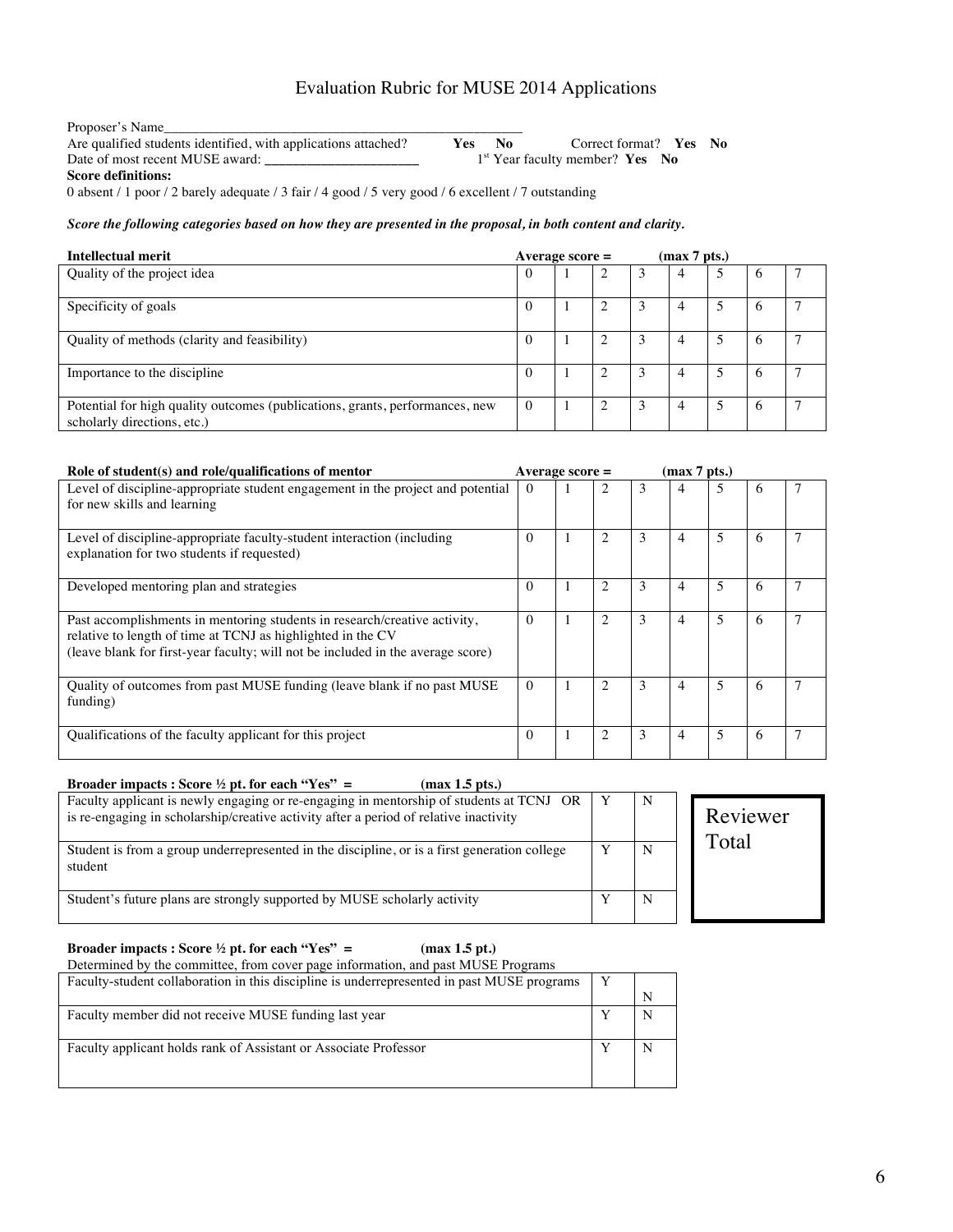# Evaluation Rubric for MUSE 2014 Applications

Proposer's Name_______________________________________________________

Are qualified students identified, with applications attached? **Yes No** Correct format? **Yes No**

Date of most recent MUSE award: **______________________** 1st Year faculty member? **Yes No**

**Score definitions:**

0 absent / 1 poor / 2 barely adequate / 3 fair / 4 good / 5 very good / 6 excellent / 7 outstanding

***Score the following categories based on how they are presented in the proposal, in both content and clarity.***

| **Intellectual merit** | **Average score =** | | | **(max 7 pts.)** | | | | |
|---|---|---|---|---|---|---|---|---|
| Quality of the project idea | 0 | 1 | 2 | 3 | 4 | 5 | 6 | 7 |
| Specificity of goals | 0 | 1 | 2 | 3 | 4 | 5 | 6 | 7 |
| Quality of methods (clarity and feasibility) | 0 | 1 | 2 | 3 | 4 | 5 | 6 | 7 |
| Importance to the discipline | 0 | 1 | 2 | 3 | 4 | 5 | 6 | 7 |
| Potential for high quality outcomes (publications, grants, performances, new scholarly directions, etc.) | 0 | 1 | 2 | 3 | 4 | 5 | 6 | 7 |

| **Role of student(s) and role/qualifications of mentor** | **Average score =** | | | **(max 7 pts.)** | | | | |
|---|---|---|---|---|---|---|---|---|
| Level of discipline-appropriate student engagement in the project and potential for new skills and learning | 0 | 1 | 2 | 3 | 4 | 5 | 6 | 7 |
| Level of discipline-appropriate faculty-student interaction (including explanation for two students if requested) | 0 | 1 | 2 | 3 | 4 | 5 | 6 | 7 |
| Developed mentoring plan and strategies | 0 | 1 | 2 | 3 | 4 | 5 | 6 | 7 |
| Past accomplishments in mentoring students in research/creative activity, relative to length of time at TCNJ as highlighted in the CV (leave blank for first-year faculty; will not be included in the average score) | 0 | 1 | 2 | 3 | 4 | 5 | 6 | 7 |
| Quality of outcomes from past MUSE funding (leave blank if no past MUSE funding) | 0 | 1 | 2 | 3 | 4 | 5 | 6 | 7 |
| Qualifications of the faculty applicant for this project | 0 | 1 | 2 | 3 | 4 | 5 | 6 | 7 |

| **Broader impacts : Score ½ pt. for each "Yes" = (max 1.5 pts.)** | | |
|---|---|---|
| Faculty applicant is newly engaging or re-engaging in mentorship of students at TCNJ OR is re-engaging in scholarship/creative activity after a period of relative inactivity | Y | N |
| Student is from a group underrepresented in the discipline, or is a first generation college student | Y | N |
| Student's future plans are strongly supported by MUSE scholarly activity | Y | N |

Reviewer Total

**Broader impacts : Score ½ pt. for each "Yes" = (max 1.5 pt.)**

Determined by the committee, from cover page information, and past MUSE Programs

| | | |
|---|---|---|
| Faculty-student collaboration in this discipline is underrepresented in past MUSE programs | Y | N |
| Faculty member did not receive MUSE funding last year | Y | N |
| Faculty applicant holds rank of Assistant or Associate Professor | Y | N |